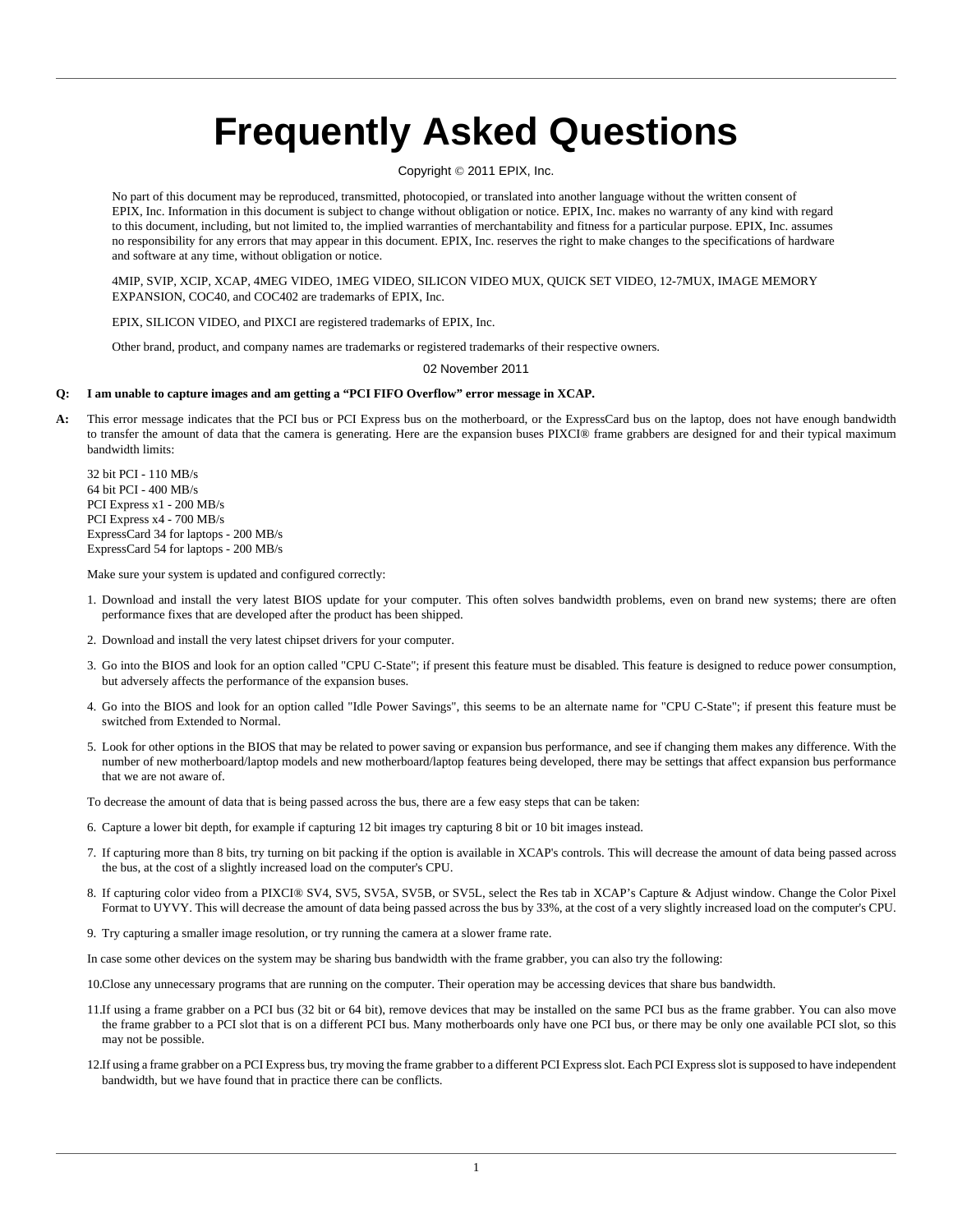# Frequently Asked Questions

Copyright © 2011 EPIX, Inc.

No part of this document may be reproduced, transmitted, photocopied, or translated into another language without the written consent of EPIX, Inc. Information in this document is subject to change without obligation or notice. EPIX, Inc. makes no warranty of any kind with regard to this document, including, but not limited to, the implied warranties of merchantability and fitness for a particular purpose. EPIX, Inc. assumes no responsibility for any errors that may appear in this document. EPIX, Inc. reserves the right to make changes to the specifications of hardware and software at any time, without obligation or notice.

4MIP, SVIP, XCIP, XCAP, 4MEG VIDEO, 1MEG VIDEO, SILICON VIDEO MUX, QUICK SET VIDEO, 12-7MUX, IMAGE MEMORY EXPANSION, COC40, and COC402 are trademarks of EPIX, Inc.

EPIX, SILICON VIDEO, and PIXCI are registered trademarks of EPIX, Inc.

Other brand, product, and company names are trademarks or registered trademarks of their respective owners.

02 November 2011

**Q: I am unable to capture images and am getting a "PCI FIFO Overflow" error message in XCAP.**

**A:** This error message indicates that the PCI bus or PCI Express bus on the motherboard, or the ExpressCard bus on the laptop, does not have enough bandwidth to transfer the amount of data that the camera is generating. Here are the expansion buses PIXCI® frame grabbers are designed for and their typical maximum bandwidth limits:

32 bit PCI - 110 MB/s
64 bit PCI - 400 MB/s
PCI Express x1 - 200 MB/s
PCI Express x4 - 700 MB/s
ExpressCard 34 for laptops - 200 MB/s
ExpressCard 54 for laptops - 200 MB/s

Make sure your system is updated and configured correctly:

1. Download and install the very latest BIOS update for your computer. This often solves bandwidth problems, even on brand new systems; there are often performance fixes that are developed after the product has been shipped.

2. Download and install the very latest chipset drivers for your computer.

3. Go into the BIOS and look for an option called "CPU C-State"; if present this feature must be disabled. This feature is designed to reduce power consumption, but adversely affects the performance of the expansion buses.

4. Go into the BIOS and look for an option called "Idle Power Savings", this seems to be an alternate name for "CPU C-State"; if present this feature must be switched from Extended to Normal.

5. Look for other options in the BIOS that may be related to power saving or expansion bus performance, and see if changing them makes any difference. With the number of new motherboard/laptop models and new motherboard/laptop features being developed, there may be settings that affect expansion bus performance that we are not aware of.

To decrease the amount of data that is being passed across the bus, there are a few easy steps that can be taken:

6. Capture a lower bit depth, for example if capturing 12 bit images try capturing 8 bit or 10 bit images instead.

7. If capturing more than 8 bits, try turning on bit packing if the option is available in XCAP's controls. This will decrease the amount of data being passed across the bus, at the cost of a slightly increased load on the computer's CPU.

8. If capturing color video from a PIXCI® SV4, SV5, SV5A, SV5B, or SV5L, select the Res tab in XCAP's Capture & Adjust window. Change the Color Pixel Format to UYVY. This will decrease the amount of data being passed across the bus by 33%, at the cost of a very slightly increased load on the computer's CPU.

9. Try capturing a smaller image resolution, or try running the camera at a slower frame rate.

In case some other devices on the system may be sharing bus bandwidth with the frame grabber, you can also try the following:

10. Close any unnecessary programs that are running on the computer. Their operation may be accessing devices that share bus bandwidth.

11. If using a frame grabber on a PCI bus (32 bit or 64 bit), remove devices that may be installed on the same PCI bus as the frame grabber. You can also move the frame grabber to a PCI slot that is on a different PCI bus. Many motherboards only have one PCI bus, or there may be only one available PCI slot, so this may not be possible.

12. If using a frame grabber on a PCI Express bus, try moving the frame grabber to a different PCI Express slot. Each PCI Express slot is supposed to have independent bandwidth, but we have found that in practice there can be conflicts.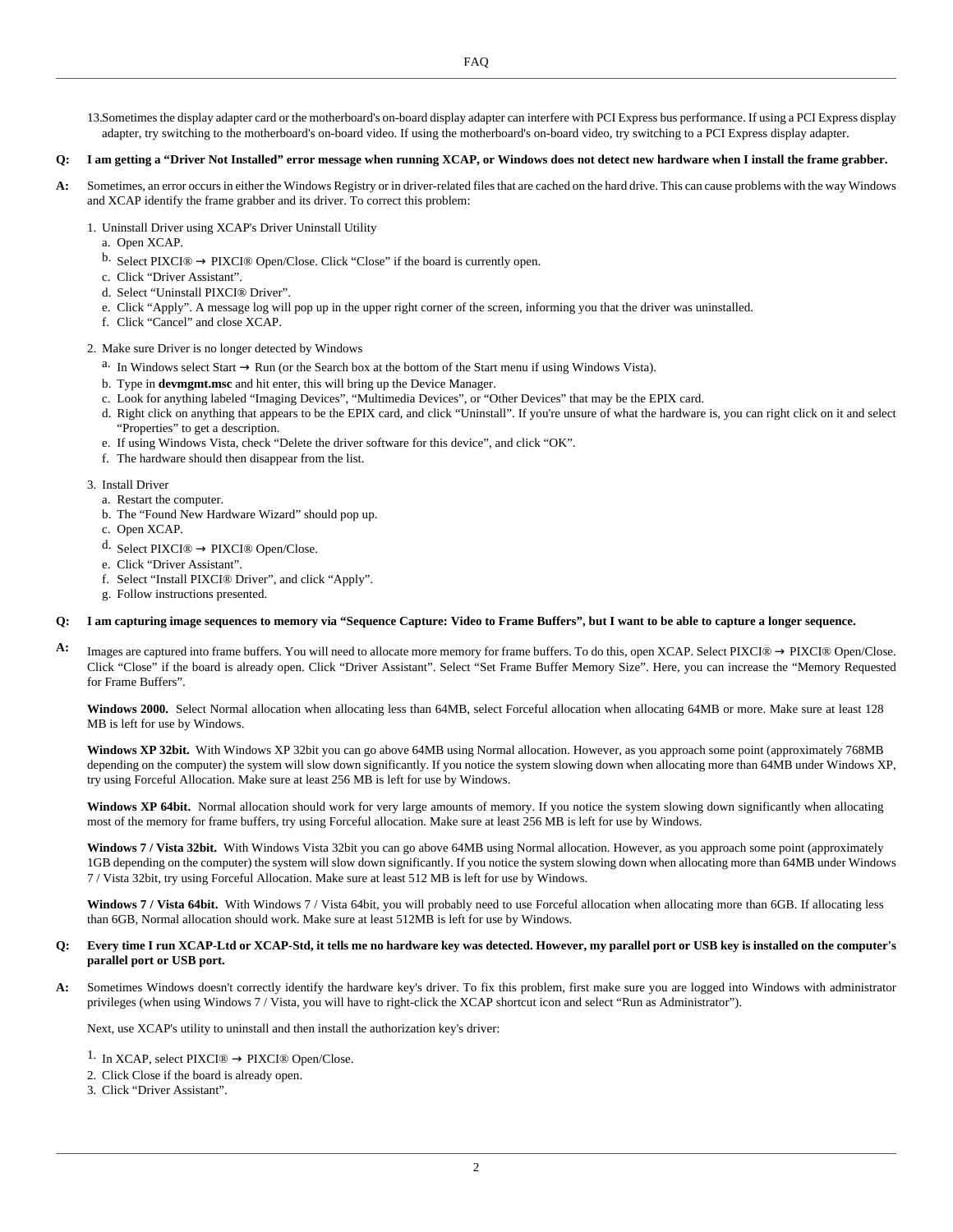13. Sometimes the display adapter card or the motherboard's on-board display adapter can interfere with PCI Express bus performance. If using a PCI Express display adapter, try switching to the motherboard's on-board video. If using the motherboard's on-board video, try switching to a PCI Express display adapter.

**Q: I am getting a “Driver Not Installed” error message when running XCAP, or Windows does not detect new hardware when I install the frame grabber.**

**A:** Sometimes, an error occurs in either the Windows Registry or in driver-related files that are cached on the hard drive. This can cause problems with the way Windows and XCAP identify the frame grabber and its driver. To correct this problem:

1. Uninstall Driver using XCAP's Driver Uninstall Utility
   a. Open XCAP.
   b. Select PIXCI® → PIXCI® Open/Close. Click “Close” if the board is currently open.
   c. Click “Driver Assistant”.
   d. Select “Uninstall PIXCI® Driver”.
   e. Click “Apply”. A message log will pop up in the upper right corner of the screen, informing you that the driver was uninstalled.
   f. Click “Cancel” and close XCAP.

2. Make sure Driver is no longer detected by Windows
   a. In Windows select Start → Run (or the Search box at the bottom of the Start menu if using Windows Vista).
   b. Type in **devmgmt.msc** and hit enter, this will bring up the Device Manager.
   c. Look for anything labeled “Imaging Devices”, “Multimedia Devices”, or “Other Devices” that may be the EPIX card.
   d. Right click on anything that appears to be the EPIX card, and click “Uninstall”. If you're unsure of what the hardware is, you can right click on it and select “Properties” to get a description.
   e. If using Windows Vista, check “Delete the driver software for this device”, and click “OK”.
   f. The hardware should then disappear from the list.

3. Install Driver
   a. Restart the computer.
   b. The “Found New Hardware Wizard” should pop up.
   c. Open XCAP.
   d. Select PIXCI® → PIXCI® Open/Close.
   e. Click “Driver Assistant”.
   f. Select “Install PIXCI® Driver”, and click “Apply”.
   g. Follow instructions presented.

**Q: I am capturing image sequences to memory via “Sequence Capture: Video to Frame Buffers”, but I want to be able to capture a longer sequence.**

**A:** Images are captured into frame buffers. You will need to allocate more memory for frame buffers. To do this, open XCAP. Select PIXCI® → PIXCI® Open/Close. Click “Close” if the board is already open. Click “Driver Assistant”. Select “Set Frame Buffer Memory Size”. Here, you can increase the “Memory Requested for Frame Buffers”.

**Windows 2000.** Select Normal allocation when allocating less than 64MB, select Forceful allocation when allocating 64MB or more. Make sure at least 128 MB is left for use by Windows.

**Windows XP 32bit.** With Windows XP 32bit you can go above 64MB using Normal allocation. However, as you approach some point (approximately 768MB depending on the computer) the system will slow down significantly. If you notice the system slowing down when allocating more than 64MB under Windows XP, try using Forceful Allocation. Make sure at least 256 MB is left for use by Windows.

**Windows XP 64bit.** Normal allocation should work for very large amounts of memory. If you notice the system slowing down significantly when allocating most of the memory for frame buffers, try using Forceful allocation. Make sure at least 256 MB is left for use by Windows.

**Windows 7 / Vista 32bit.** With Windows Vista 32bit you can go above 64MB using Normal allocation. However, as you approach some point (approximately 1GB depending on the computer) the system will slow down significantly. If you notice the system slowing down when allocating more than 64MB under Windows 7 / Vista 32bit, try using Forceful Allocation. Make sure at least 512 MB is left for use by Windows.

**Windows 7 / Vista 64bit.** With Windows 7 / Vista 64bit, you will probably need to use Forceful allocation when allocating more than 6GB. If allocating less than 6GB, Normal allocation should work. Make sure at least 512MB is left for use by Windows.

**Q: Every time I run XCAP-Ltd or XCAP-Std, it tells me no hardware key was detected. However, my parallel port or USB key is installed on the computer's parallel port or USB port.**

**A:** Sometimes Windows doesn't correctly identify the hardware key's driver. To fix this problem, first make sure you are logged into Windows with administrator privileges (when using Windows 7 / Vista, you will have to right-click the XCAP shortcut icon and select “Run as Administrator”).

Next, use XCAP's utility to uninstall and then install the authorization key's driver:

1. In XCAP, select PIXCI® → PIXCI® Open/Close.
2. Click Close if the board is already open.
3. Click “Driver Assistant”.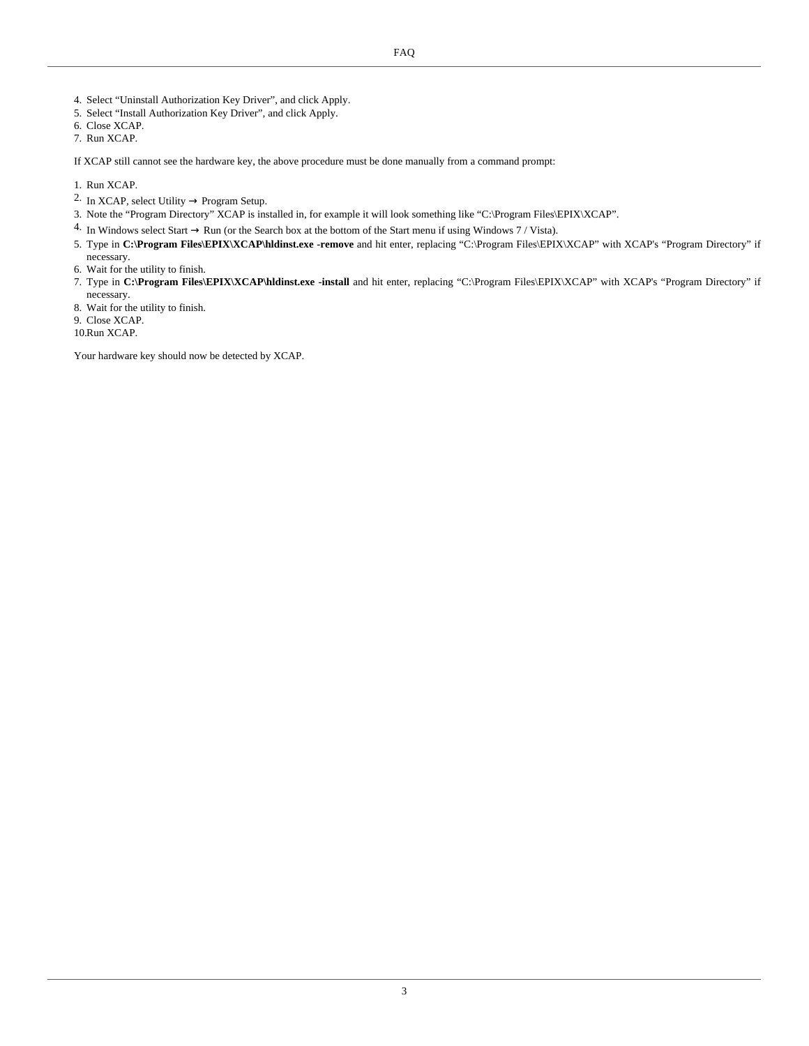4. Select "Uninstall Authorization Key Driver", and click Apply.
5. Select "Install Authorization Key Driver", and click Apply.
6. Close XCAP.
7. Run XCAP.

If XCAP still cannot see the hardware key, the above procedure must be done manually from a command prompt:

1. Run XCAP.
2. In XCAP, select Utility → Program Setup.
3. Note the "Program Directory" XCAP is installed in, for example it will look something like "C:\Program Files\EPIX\XCAP".
4. In Windows select Start → Run (or the Search box at the bottom of the Start menu if using Windows 7 / Vista).
5. Type in **C:\Program Files\EPIX\XCAP\hldinst.exe -remove** and hit enter, replacing "C:\Program Files\EPIX\XCAP" with XCAP's "Program Directory" if necessary.
6. Wait for the utility to finish.
7. Type in **C:\Program Files\EPIX\XCAP\hldinst.exe -install** and hit enter, replacing "C:\Program Files\EPIX\XCAP" with XCAP's "Program Directory" if necessary.
8. Wait for the utility to finish.
9. Close XCAP.
10. Run XCAP.

Your hardware key should now be detected by XCAP.